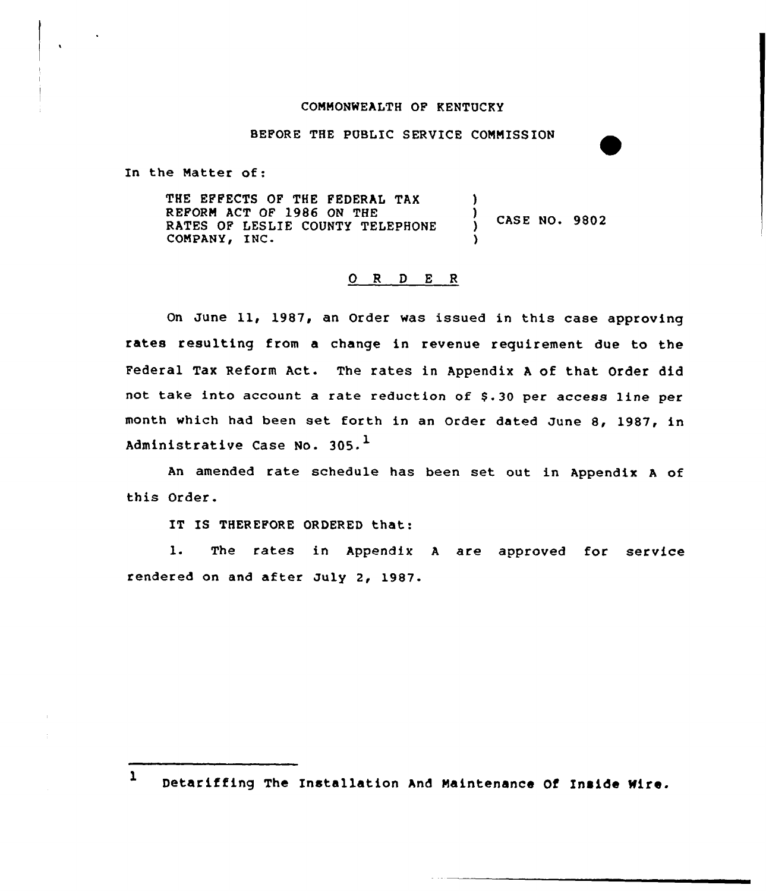COMMONWEALTH OF KENTUCKY

BEFORE THE PUBLIC SERVICE COMMISSION

In the Matter of:

| | | |
|---|---|---|
| THE EFFECTS OF THE FEDERAL TAX REFORM ACT OF 1986 ON THE RATES OF LESLIE COUNTY TELEPHONE COMPANY, INC. | ) ) ) ) | CASE NO. 9802 |

## O R D E R

On June 11, 1987, an Order was issued in this case approving rates resulting from a change in revenue requirement due to the Federal Tax Reform Act. The rates in Appendix A of that Order did not take into account a rate reduction of $.30 per access line per month which had been set forth in an Order dated June 8, 1987, in Administrative Case No. 305.[1]

An amended rate schedule has been set out in Appendix A of this Order.

IT IS THEREFORE ORDERED that:

1. The rates in Appendix A are approved for service rendered on and after July 2, 1987.

---

[1] Detariffing The Installation And Maintenance Of Inside Wire.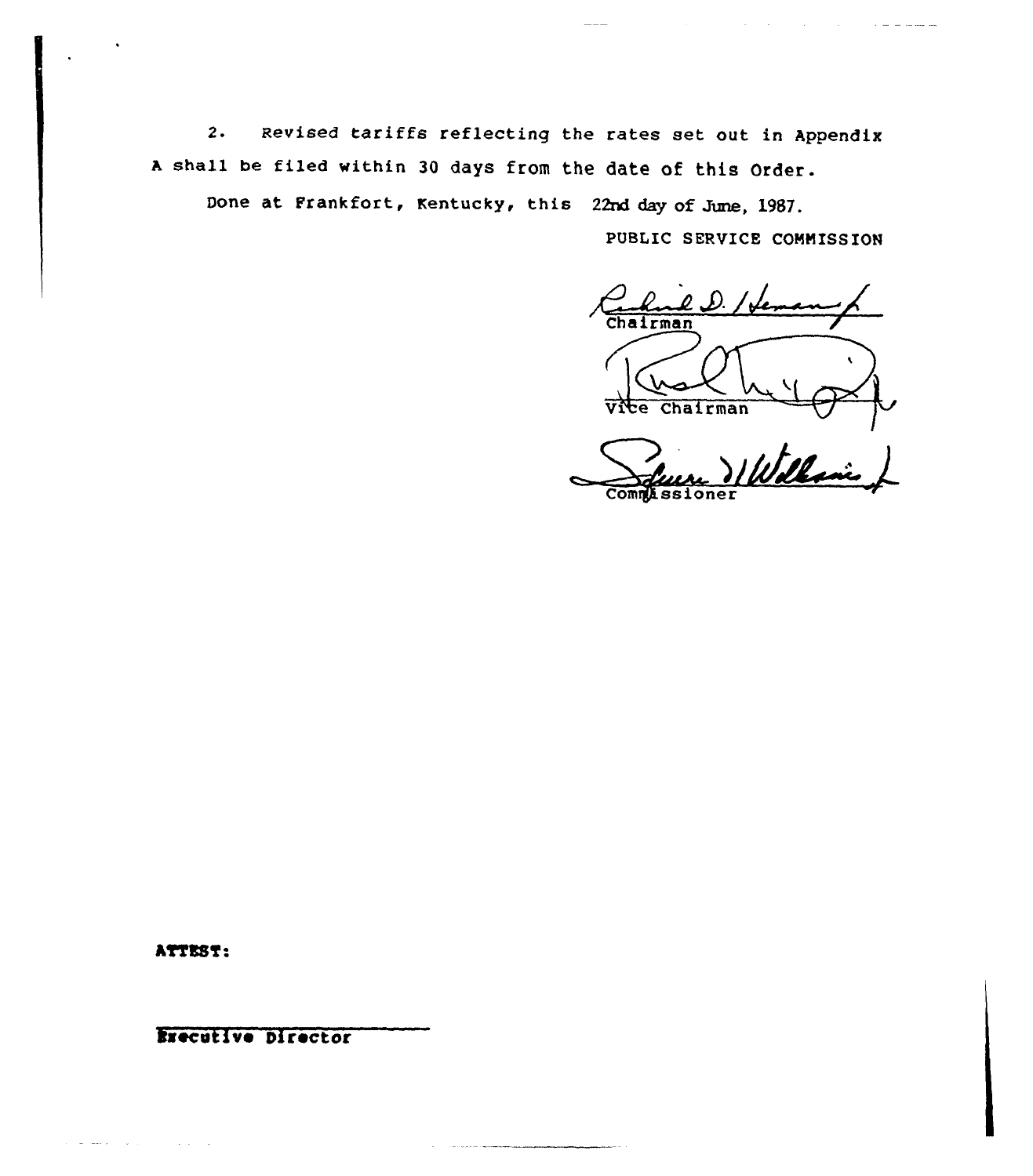2. Revised tariffs reflecting the rates set out in Appendix A shall be filed within 30 days from the date of this Order.

Done at Frankfort, Kentucky, this 22nd day of June, 1987.

PUBLIC SERVICE COMMISSION

Chairman

Vice Chairman

Commissioner

ATTEST:

Executive Director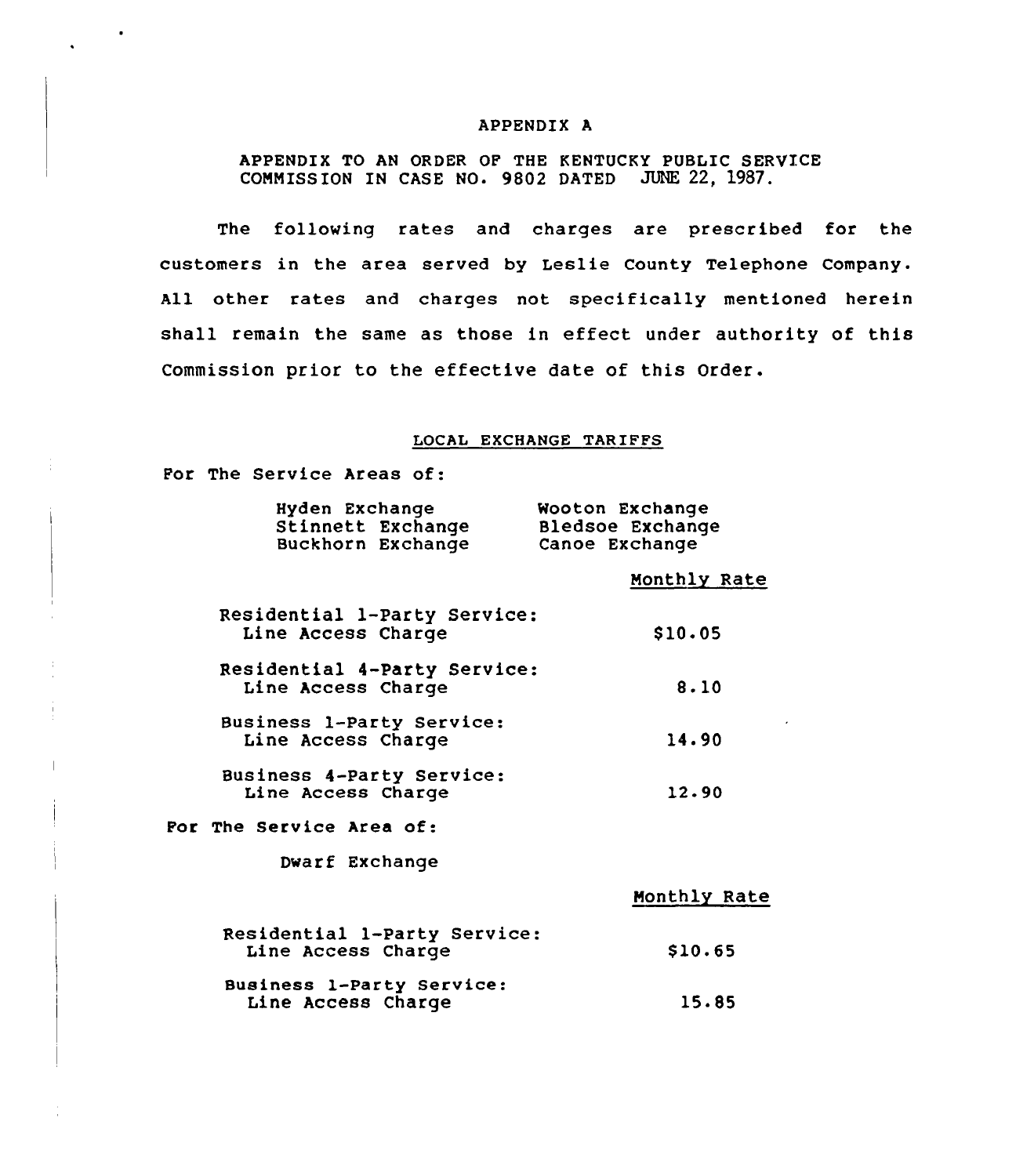# APPENDIX A

APPENDIX TO AN ORDER OF THE KENTUCKY PUBLIC SERVICE COMMISSION IN CASE NO. 9802 DATED JUNE 22, 1987.

The following rates and charges are prescribed for the customers in the area served by Leslie County Telephone Company. All other rates and charges not specifically mentioned herein shall remain the same as those in effect under authority of this Commission prior to the effective date of this Order.

## LOCAL EXCHANGE TARIFFS

For The Service Areas of:

| | |
|---|---|
| Hyden Exchange | Wooton Exchange |
| Stinnett Exchange | Bledsoe Exchange |
| Buckhorn Exchange | Canoe Exchange |

| | Monthly Rate |
|---|---|
| Residential 1-Party Service: Line Access Charge | $10.05 |
| Residential 4-Party Service: Line Access Charge | 8.10 |
| Business 1-Party Service: Line Access Charge | 14.90 |
| Business 4-Party Service: Line Access Charge | 12.90 |

For The Service Area of:

Dwarf Exchange

| | Monthly Rate |
|---|---|
| Residential 1-Party Service: Line Access Charge | $10.65 |
| Business 1-Party Service: Line Access Charge | 15.85 |